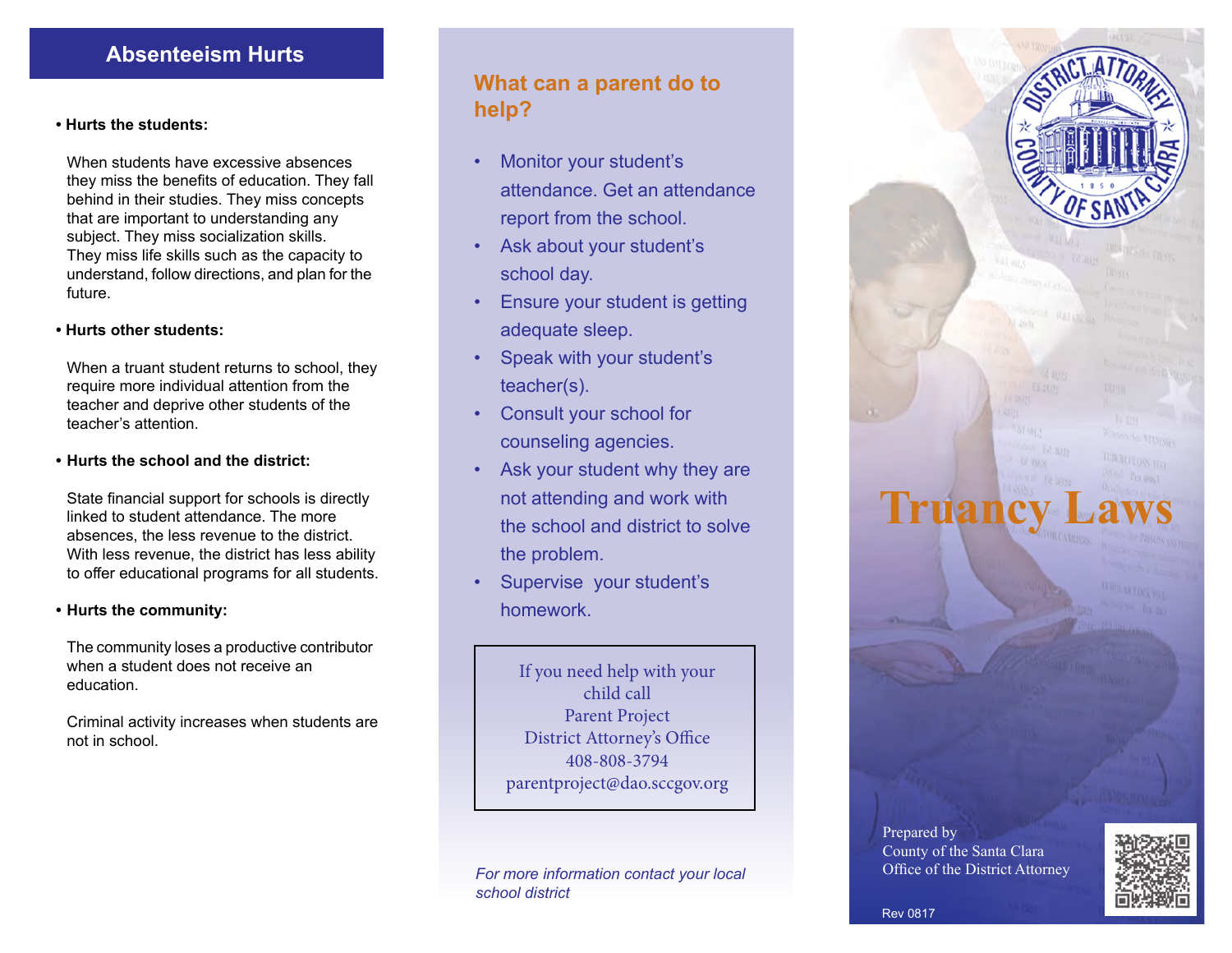## Absenteeism Hurts

- **Hurts the students:**

  When students have excessive absences they miss the benefits of education. They fall behind in their studies. They miss concepts that are important to understanding any subject. They miss socialization skills. They miss life skills such as the capacity to understand, follow directions, and plan for the future.

- **Hurts other students:**

  When a truant student returns to school, they require more individual attention from the teacher and deprive other students of the teacher's attention.

- **Hurts the school and the district:**

  State financial support for schools is directly linked to student attendance. The more absences, the less revenue to the district. With less revenue, the district has less ability to offer educational programs for all students.

- **Hurts the community:**

  The community loses a productive contributor when a student does not receive an education.

  Criminal activity increases when students are not in school.

## What can a parent do to help?

- Monitor your student's attendance. Get an attendance report from the school.
- Ask about your student's school day.
- Ensure your student is getting adequate sleep.
- Speak with your student's teacher(s).
- Consult your school for counseling agencies.
- Ask your student why they are not attending and work with the school and district to solve the problem.
- Supervise your student's homework.

If you need help with your child call
Parent Project
District Attorney's Office
408-808-3794
parentproject@dao.sccgov.org

*For more information contact your local school district*

DISTRICT ATTORNEY COUNTY OF SANTA CLARA 1850

# Truancy Laws

Prepared by
County of the Santa Clara
Office of the District Attorney

Rev 0817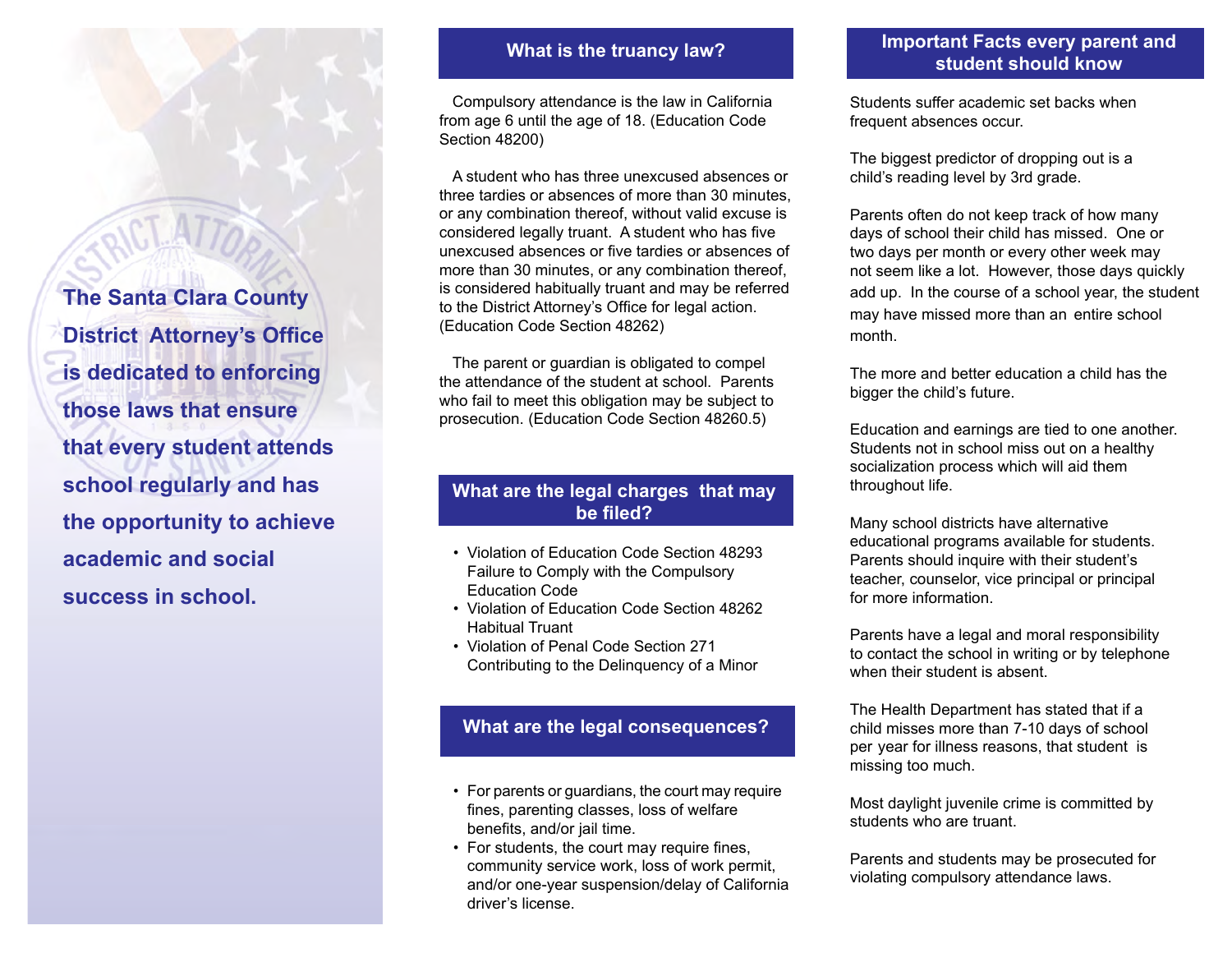**The Santa Clara County District Attorney's Office is dedicated to enforcing those laws that ensure that every student attends school regularly and has the opportunity to achieve academic and social success in school.**

## What is the truancy law?

Compulsory attendance is the law in California from age 6 until the age of 18. (Education Code Section 48200)

A student who has three unexcused absences or three tardies or absences of more than 30 minutes, or any combination thereof, without valid excuse is considered legally truant. A student who has five unexcused absences or five tardies or absences of more than 30 minutes, or any combination thereof, is considered habitually truant and may be referred to the District Attorney's Office for legal action. (Education Code Section 48262)

The parent or guardian is obligated to compel the attendance of the student at school. Parents who fail to meet this obligation may be subject to prosecution. (Education Code Section 48260.5)

## What are the legal charges that may be filed?

- Violation of Education Code Section 48293 Failure to Comply with the Compulsory Education Code
- Violation of Education Code Section 48262 Habitual Truant
- Violation of Penal Code Section 271 Contributing to the Delinquency of a Minor

## What are the legal consequences?

- For parents or guardians, the court may require fines, parenting classes, loss of welfare benefits, and/or jail time.
- For students, the court may require fines, community service work, loss of work permit, and/or one-year suspension/delay of California driver's license.

## Important Facts every parent and student should know

Students suffer academic set backs when frequent absences occur.

The biggest predictor of dropping out is a child's reading level by 3rd grade.

Parents often do not keep track of how many days of school their child has missed. One or two days per month or every other week may not seem like a lot. However, those days quickly add up. In the course of a school year, the student may have missed more than an entire school month.

The more and better education a child has the bigger the child's future.

Education and earnings are tied to one another. Students not in school miss out on a healthy socialization process which will aid them throughout life.

Many school districts have alternative educational programs available for students. Parents should inquire with their student's teacher, counselor, vice principal or principal for more information.

Parents have a legal and moral responsibility to contact the school in writing or by telephone when their student is absent.

The Health Department has stated that if a child misses more than 7-10 days of school per year for illness reasons, that student is missing too much.

Most daylight juvenile crime is committed by students who are truant.

Parents and students may be prosecuted for violating compulsory attendance laws.